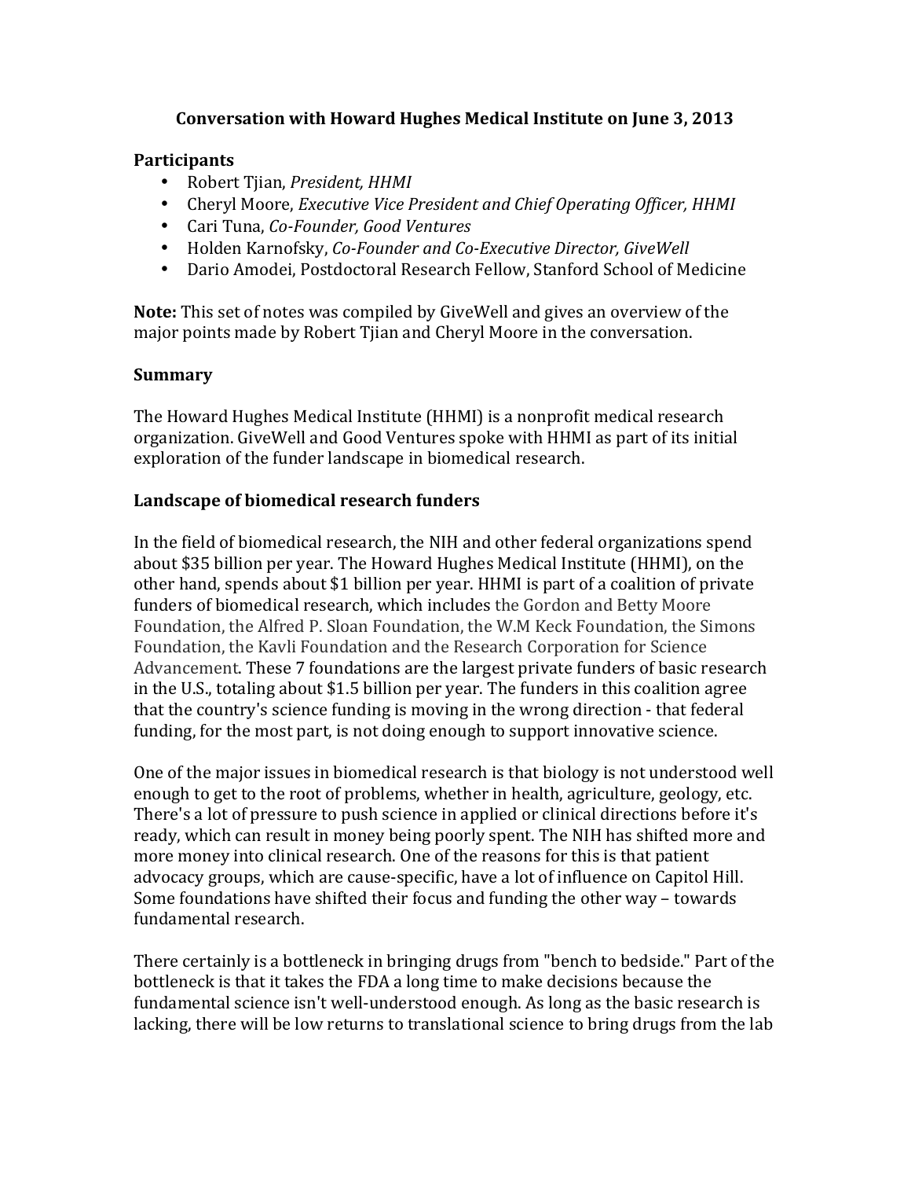# Conversation with Howard Hughes Medical Institute on June 3, 2013

**Participants**

- Robert Tjian, *President, HHMI*
- Cheryl Moore, *Executive Vice President and Chief Operating Officer, HHMI*
- Cari Tuna, *Co-Founder, Good Ventures*
- Holden Karnofsky, *Co-Founder and Co-Executive Director, GiveWell*
- Dario Amodei, Postdoctoral Research Fellow, Stanford School of Medicine

**Note:** This set of notes was compiled by GiveWell and gives an overview of the major points made by Robert Tjian and Cheryl Moore in the conversation.

## Summary

The Howard Hughes Medical Institute (HHMI) is a nonprofit medical research organization. GiveWell and Good Ventures spoke with HHMI as part of its initial exploration of the funder landscape in biomedical research.

## Landscape of biomedical research funders

In the field of biomedical research, the NIH and other federal organizations spend about $35 billion per year. The Howard Hughes Medical Institute (HHMI), on the other hand, spends about $1 billion per year. HHMI is part of a coalition of private funders of biomedical research, which includes the Gordon and Betty Moore Foundation, the Alfred P. Sloan Foundation, the W.M Keck Foundation, the Simons Foundation, the Kavli Foundation and the Research Corporation for Science Advancement. These 7 foundations are the largest private funders of basic research in the U.S., totaling about $1.5 billion per year. The funders in this coalition agree that the country's science funding is moving in the wrong direction - that federal funding, for the most part, is not doing enough to support innovative science.

One of the major issues in biomedical research is that biology is not understood well enough to get to the root of problems, whether in health, agriculture, geology, etc. There's a lot of pressure to push science in applied or clinical directions before it's ready, which can result in money being poorly spent. The NIH has shifted more and more money into clinical research. One of the reasons for this is that patient advocacy groups, which are cause-specific, have a lot of influence on Capitol Hill. Some foundations have shifted their focus and funding the other way – towards fundamental research.

There certainly is a bottleneck in bringing drugs from "bench to bedside." Part of the bottleneck is that it takes the FDA a long time to make decisions because the fundamental science isn't well-understood enough. As long as the basic research is lacking, there will be low returns to translational science to bring drugs from the lab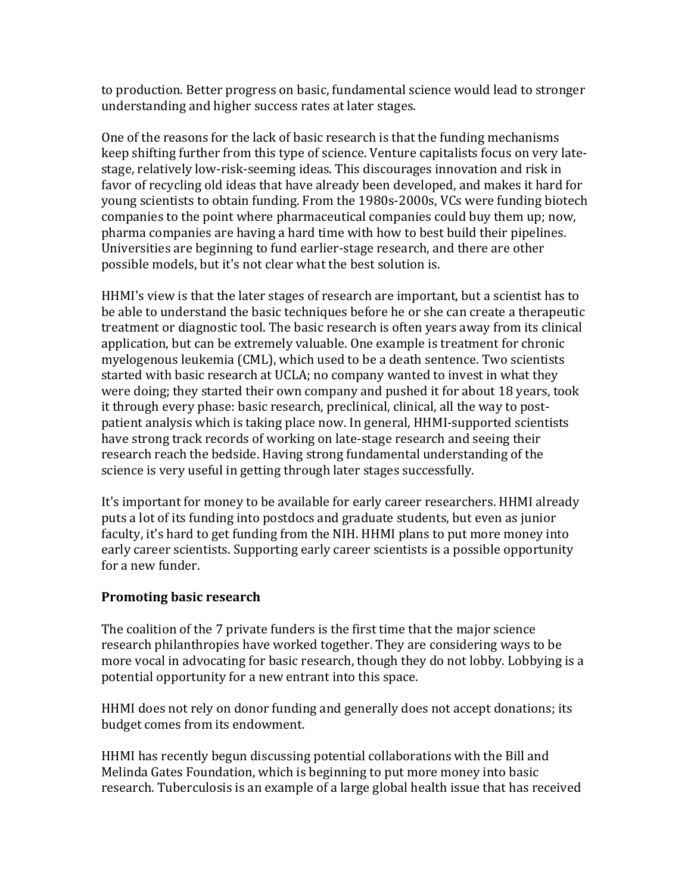to production. Better progress on basic, fundamental science would lead to stronger understanding and higher success rates at later stages.

One of the reasons for the lack of basic research is that the funding mechanisms keep shifting further from this type of science. Venture capitalists focus on very late-stage, relatively low-risk-seeming ideas. This discourages innovation and risk in favor of recycling old ideas that have already been developed, and makes it hard for young scientists to obtain funding. From the 1980s-2000s, VCs were funding biotech companies to the point where pharmaceutical companies could buy them up; now, pharma companies are having a hard time with how to best build their pipelines. Universities are beginning to fund earlier-stage research, and there are other possible models, but it's not clear what the best solution is.

HHMI's view is that the later stages of research are important, but a scientist has to be able to understand the basic techniques before he or she can create a therapeutic treatment or diagnostic tool. The basic research is often years away from its clinical application, but can be extremely valuable. One example is treatment for chronic myelogenous leukemia (CML), which used to be a death sentence. Two scientists started with basic research at UCLA; no company wanted to invest in what they were doing; they started their own company and pushed it for about 18 years, took it through every phase: basic research, preclinical, clinical, all the way to post-patient analysis which is taking place now. In general, HHMI-supported scientists have strong track records of working on late-stage research and seeing their research reach the bedside. Having strong fundamental understanding of the science is very useful in getting through later stages successfully.

It's important for money to be available for early career researchers. HHMI already puts a lot of its funding into postdocs and graduate students, but even as junior faculty, it's hard to get funding from the NIH. HHMI plans to put more money into early career scientists. Supporting early career scientists is a possible opportunity for a new funder.

**Promoting basic research**

The coalition of the 7 private funders is the first time that the major science research philanthropies have worked together. They are considering ways to be more vocal in advocating for basic research, though they do not lobby. Lobbying is a potential opportunity for a new entrant into this space.

HHMI does not rely on donor funding and generally does not accept donations; its budget comes from its endowment.

HHMI has recently begun discussing potential collaborations with the Bill and Melinda Gates Foundation, which is beginning to put more money into basic research. Tuberculosis is an example of a large global health issue that has received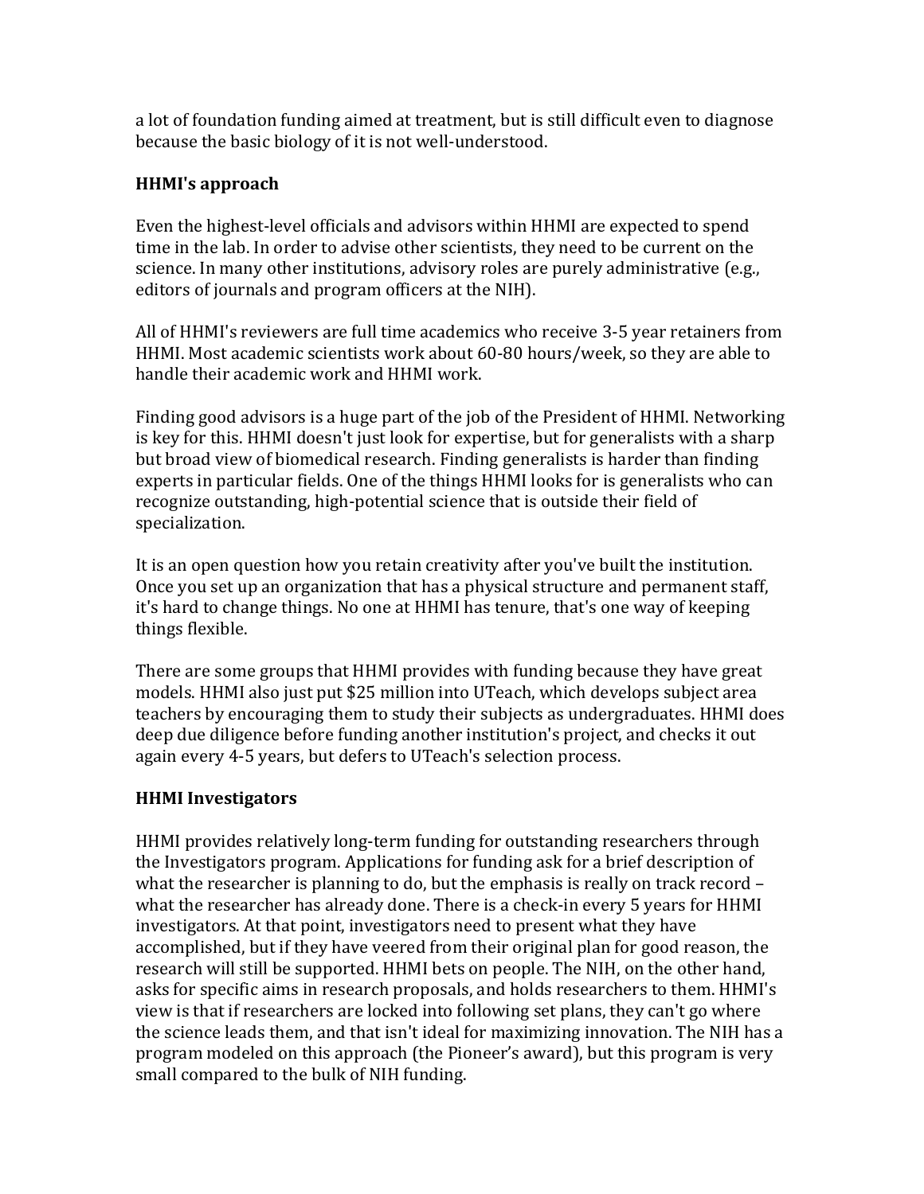a lot of foundation funding aimed at treatment, but is still difficult even to diagnose because the basic biology of it is not well-understood.

## HHMI's approach

Even the highest-level officials and advisors within HHMI are expected to spend time in the lab. In order to advise other scientists, they need to be current on the science. In many other institutions, advisory roles are purely administrative (e.g., editors of journals and program officers at the NIH).

All of HHMI's reviewers are full time academics who receive 3-5 year retainers from HHMI. Most academic scientists work about 60-80 hours/week, so they are able to handle their academic work and HHMI work.

Finding good advisors is a huge part of the job of the President of HHMI. Networking is key for this. HHMI doesn't just look for expertise, but for generalists with a sharp but broad view of biomedical research. Finding generalists is harder than finding experts in particular fields. One of the things HHMI looks for is generalists who can recognize outstanding, high-potential science that is outside their field of specialization.

It is an open question how you retain creativity after you've built the institution. Once you set up an organization that has a physical structure and permanent staff, it's hard to change things. No one at HHMI has tenure, that's one way of keeping things flexible.

There are some groups that HHMI provides with funding because they have great models. HHMI also just put $25 million into UTeach, which develops subject area teachers by encouraging them to study their subjects as undergraduates. HHMI does deep due diligence before funding another institution's project, and checks it out again every 4-5 years, but defers to UTeach's selection process.

## HHMI Investigators

HHMI provides relatively long-term funding for outstanding researchers through the Investigators program. Applications for funding ask for a brief description of what the researcher is planning to do, but the emphasis is really on track record – what the researcher has already done. There is a check-in every 5 years for HHMI investigators. At that point, investigators need to present what they have accomplished, but if they have veered from their original plan for good reason, the research will still be supported. HHMI bets on people. The NIH, on the other hand, asks for specific aims in research proposals, and holds researchers to them. HHMI's view is that if researchers are locked into following set plans, they can't go where the science leads them, and that isn't ideal for maximizing innovation. The NIH has a program modeled on this approach (the Pioneer's award), but this program is very small compared to the bulk of NIH funding.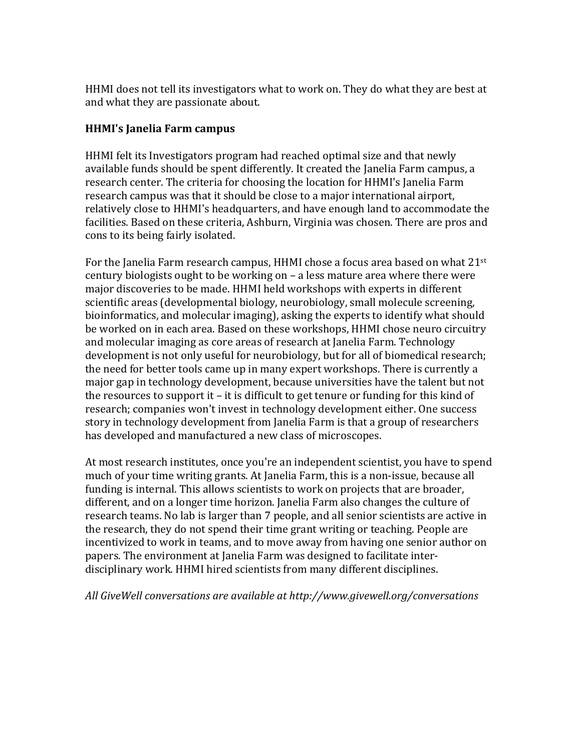HHMI does not tell its investigators what to work on. They do what they are best at and what they are passionate about.

**HHMI's Janelia Farm campus**

HHMI felt its Investigators program had reached optimal size and that newly available funds should be spent differently. It created the Janelia Farm campus, a research center. The criteria for choosing the location for HHMI's Janelia Farm research campus was that it should be close to a major international airport, relatively close to HHMI's headquarters, and have enough land to accommodate the facilities. Based on these criteria, Ashburn, Virginia was chosen. There are pros and cons to its being fairly isolated.

For the Janelia Farm research campus, HHMI chose a focus area based on what 21st century biologists ought to be working on – a less mature area where there were major discoveries to be made. HHMI held workshops with experts in different scientific areas (developmental biology, neurobiology, small molecule screening, bioinformatics, and molecular imaging), asking the experts to identify what should be worked on in each area. Based on these workshops, HHMI chose neuro circuitry and molecular imaging as core areas of research at Janelia Farm. Technology development is not only useful for neurobiology, but for all of biomedical research; the need for better tools came up in many expert workshops. There is currently a major gap in technology development, because universities have the talent but not the resources to support it – it is difficult to get tenure or funding for this kind of research; companies won't invest in technology development either. One success story in technology development from Janelia Farm is that a group of researchers has developed and manufactured a new class of microscopes.

At most research institutes, once you're an independent scientist, you have to spend much of your time writing grants. At Janelia Farm, this is a non-issue, because all funding is internal. This allows scientists to work on projects that are broader, different, and on a longer time horizon. Janelia Farm also changes the culture of research teams. No lab is larger than 7 people, and all senior scientists are active in the research, they do not spend their time grant writing or teaching. People are incentivized to work in teams, and to move away from having one senior author on papers. The environment at Janelia Farm was designed to facilitate inter-disciplinary work. HHMI hired scientists from many different disciplines.

*All GiveWell conversations are available at http://www.givewell.org/conversations*